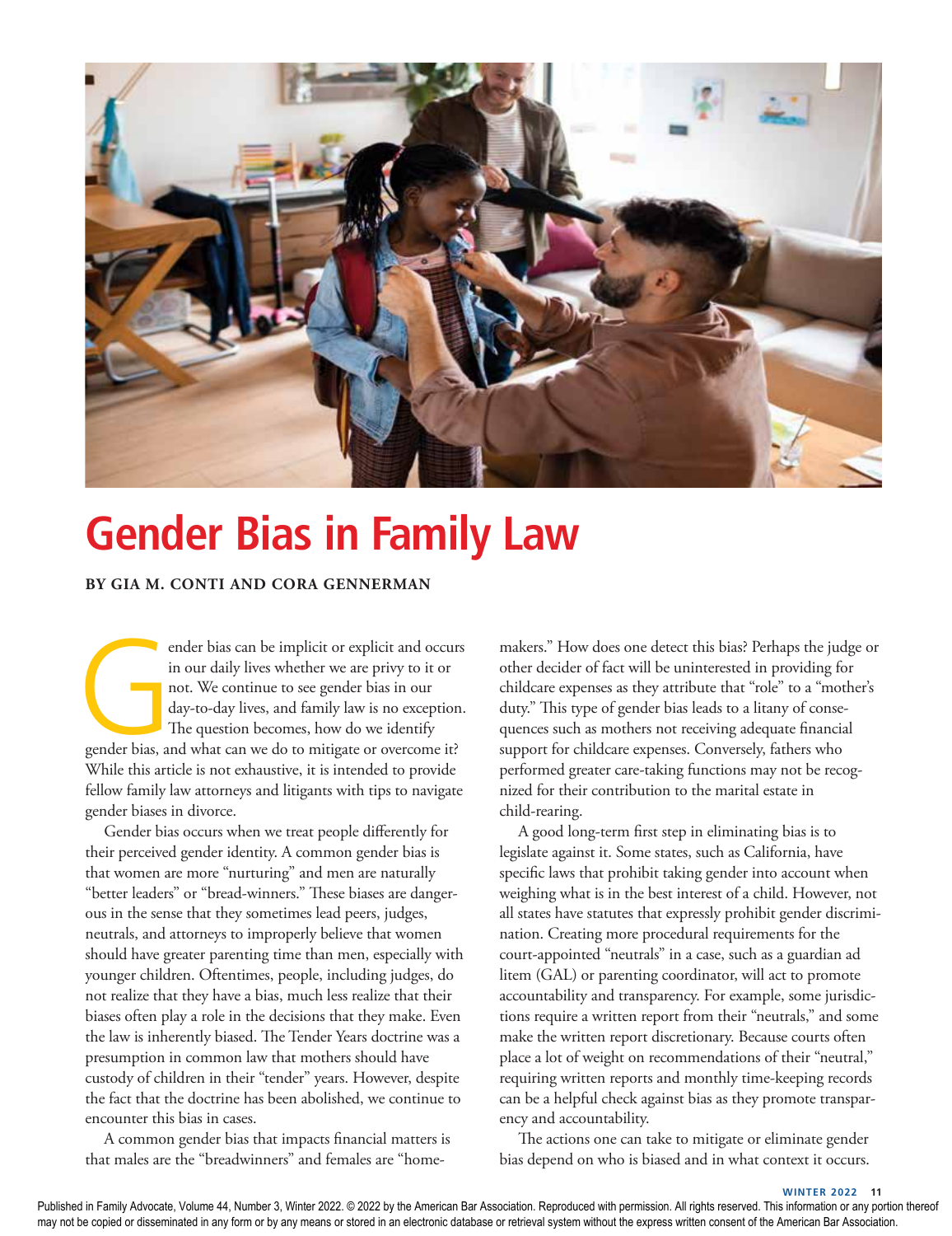# Gender Bias in Family Law

**BY GIA M. CONTI AND CORA GENNERMAN**

Gender bias can be implicit or explicit and occurs in our daily lives whether we are privy to it or not. We continue to see gender bias in our day-to-day lives, and family law is no exception. The question becomes, how do we identify gender bias, and what can we do to mitigate or overcome it? While this article is not exhaustive, it is intended to provide fellow family law attorneys and litigants with tips to navigate gender biases in divorce.

Gender bias occurs when we treat people differently for their perceived gender identity. A common gender bias is that women are more "nurturing" and men are naturally "better leaders" or "bread-winners." These biases are dangerous in the sense that they sometimes lead peers, judges, neutrals, and attorneys to improperly believe that women should have greater parenting time than men, especially with younger children. Oftentimes, people, including judges, do not realize that they have a bias, much less realize that their biases often play a role in the decisions that they make. Even the law is inherently biased. The Tender Years doctrine was a presumption in common law that mothers should have custody of children in their "tender" years. However, despite the fact that the doctrine has been abolished, we continue to encounter this bias in cases.

A common gender bias that impacts financial matters is that males are the "breadwinners" and females are "homemakers." How does one detect this bias? Perhaps the judge or other decider of fact will be uninterested in providing for childcare expenses as they attribute that "role" to a "mother's duty." This type of gender bias leads to a litany of consequences such as mothers not receiving adequate financial support for childcare expenses. Conversely, fathers who performed greater care-taking functions may not be recognized for their contribution to the marital estate in child-rearing.

A good long-term first step in eliminating bias is to legislate against it. Some states, such as California, have specific laws that prohibit taking gender into account when weighing what is in the best interest of a child. However, not all states have statutes that expressly prohibit gender discrimination. Creating more procedural requirements for the court-appointed "neutrals" in a case, such as a guardian ad litem (GAL) or parenting coordinator, will act to promote accountability and transparency. For example, some jurisdictions require a written report from their "neutrals," and some make the written report discretionary. Because courts often place a lot of weight on recommendations of their "neutral," requiring written reports and monthly time-keeping records can be a helpful check against bias as they promote transparency and accountability.

The actions one can take to mitigate or eliminate gender bias depend on who is biased and in what context it occurs.

Published in Family Advocate, Volume 44, Number 3, Winter 2022. © 2022 by the American Bar Association. Reproduced with permission. All rights reserved. This information or any portion thereof may not be copied or disseminated in any form or by any means or stored in an electronic database or retrieval system without the express written consent of the American Bar Association.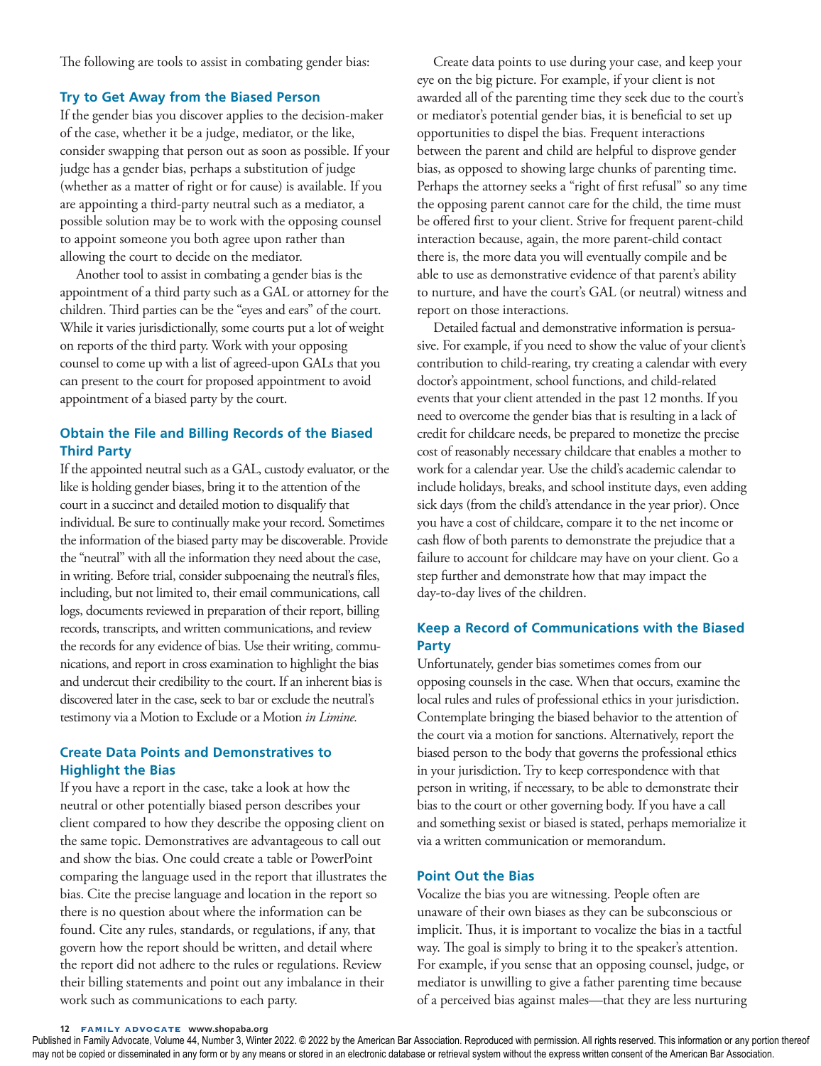The following are tools to assist in combating gender bias:

### Try to Get Away from the Biased Person

If the gender bias you discover applies to the decision-maker of the case, whether it be a judge, mediator, or the like, consider swapping that person out as soon as possible. If your judge has a gender bias, perhaps a substitution of judge (whether as a matter of right or for cause) is available. If you are appointing a third-party neutral such as a mediator, a possible solution may be to work with the opposing counsel to appoint someone you both agree upon rather than allowing the court to decide on the mediator.

Another tool to assist in combating a gender bias is the appointment of a third party such as a GAL or attorney for the children. Third parties can be the "eyes and ears" of the court. While it varies jurisdictionally, some courts put a lot of weight on reports of the third party. Work with your opposing counsel to come up with a list of agreed-upon GALs that you can present to the court for proposed appointment to avoid appointment of a biased party by the court.

### Obtain the File and Billing Records of the Biased Third Party

If the appointed neutral such as a GAL, custody evaluator, or the like is holding gender biases, bring it to the attention of the court in a succinct and detailed motion to disqualify that individual. Be sure to continually make your record. Sometimes the information of the biased party may be discoverable. Provide the "neutral" with all the information they need about the case, in writing. Before trial, consider subpoenaing the neutral's files, including, but not limited to, their email communications, call logs, documents reviewed in preparation of their report, billing records, transcripts, and written communications, and review the records for any evidence of bias. Use their writing, communications, and report in cross examination to highlight the bias and undercut their credibility to the court. If an inherent bias is discovered later in the case, seek to bar or exclude the neutral's testimony via a Motion to Exclude or a Motion *in Limine.*

### Create Data Points and Demonstratives to Highlight the Bias

If you have a report in the case, take a look at how the neutral or other potentially biased person describes your client compared to how they describe the opposing client on the same topic. Demonstratives are advantageous to call out and show the bias. One could create a table or PowerPoint comparing the language used in the report that illustrates the bias. Cite the precise language and location in the report so there is no question about where the information can be found. Cite any rules, standards, or regulations, if any, that govern how the report should be written, and detail where the report did not adhere to the rules or regulations. Review their billing statements and point out any imbalance in their work such as communications to each party.

Create data points to use during your case, and keep your eye on the big picture. For example, if your client is not awarded all of the parenting time they seek due to the court's or mediator's potential gender bias, it is beneficial to set up opportunities to dispel the bias. Frequent interactions between the parent and child are helpful to disprove gender bias, as opposed to showing large chunks of parenting time. Perhaps the attorney seeks a "right of first refusal" so any time the opposing parent cannot care for the child, the time must be offered first to your client. Strive for frequent parent-child interaction because, again, the more parent-child contact there is, the more data you will eventually compile and be able to use as demonstrative evidence of that parent's ability to nurture, and have the court's GAL (or neutral) witness and report on those interactions.

Detailed factual and demonstrative information is persuasive. For example, if you need to show the value of your client's contribution to child-rearing, try creating a calendar with every doctor's appointment, school functions, and child-related events that your client attended in the past 12 months. If you need to overcome the gender bias that is resulting in a lack of credit for childcare needs, be prepared to monetize the precise cost of reasonably necessary childcare that enables a mother to work for a calendar year. Use the child's academic calendar to include holidays, breaks, and school institute days, even adding sick days (from the child's attendance in the year prior). Once you have a cost of childcare, compare it to the net income or cash flow of both parents to demonstrate the prejudice that a failure to account for childcare may have on your client. Go a step further and demonstrate how that may impact the day-to-day lives of the children.

### Keep a Record of Communications with the Biased Party

Unfortunately, gender bias sometimes comes from our opposing counsels in the case. When that occurs, examine the local rules and rules of professional ethics in your jurisdiction. Contemplate bringing the biased behavior to the attention of the court via a motion for sanctions. Alternatively, report the biased person to the body that governs the professional ethics in your jurisdiction. Try to keep correspondence with that person in writing, if necessary, to be able to demonstrate their bias to the court or other governing body. If you have a call and something sexist or biased is stated, perhaps memorialize it via a written communication or memorandum.

### Point Out the Bias

Vocalize the bias you are witnessing. People often are unaware of their own biases as they can be subconscious or implicit. Thus, it is important to vocalize the bias in a tactful way. The goal is simply to bring it to the speaker's attention. For example, if you sense that an opposing counsel, judge, or mediator is unwilling to give a father parenting time because of a perceived bias against males—that they are less nurturing

Published in Family Advocate, Volume 44, Number 3, Winter 2022. © 2022 by the American Bar Association. Reproduced with permission. All rights reserved. This information or any portion thereof may not be copied or disseminated in any form or by any means or stored in an electronic database or retrieval system without the express written consent of the American Bar Association.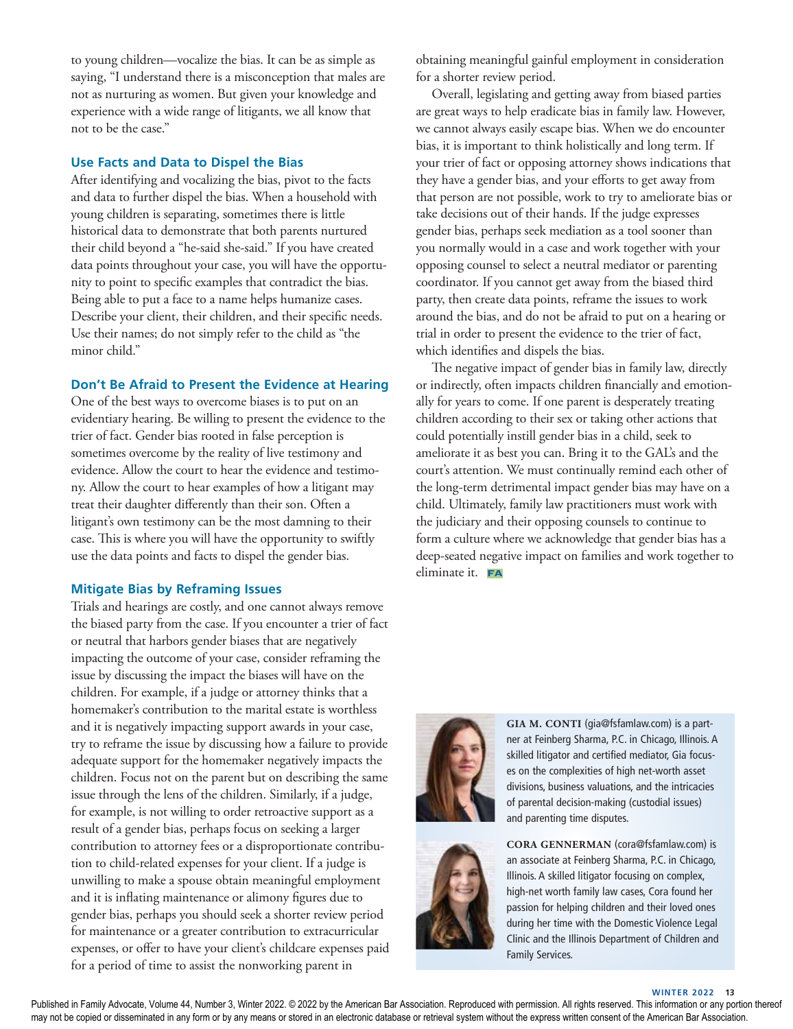to young children—vocalize the bias. It can be as simple as saying, "I understand there is a misconception that males are not as nurturing as women. But given your knowledge and experience with a wide range of litigants, we all know that not to be the case."

### Use Facts and Data to Dispel the Bias

After identifying and vocalizing the bias, pivot to the facts and data to further dispel the bias. When a household with young children is separating, sometimes there is little historical data to demonstrate that both parents nurtured their child beyond a "he-said she-said." If you have created data points throughout your case, you will have the opportunity to point to specific examples that contradict the bias. Being able to put a face to a name helps humanize cases. Describe your client, their children, and their specific needs. Use their names; do not simply refer to the child as "the minor child."

### Don't Be Afraid to Present the Evidence at Hearing

One of the best ways to overcome biases is to put on an evidentiary hearing. Be willing to present the evidence to the trier of fact. Gender bias rooted in false perception is sometimes overcome by the reality of live testimony and evidence. Allow the court to hear the evidence and testimony. Allow the court to hear examples of how a litigant may treat their daughter differently than their son. Often a litigant's own testimony can be the most damning to their case. This is where you will have the opportunity to swiftly use the data points and facts to dispel the gender bias.

### Mitigate Bias by Reframing Issues

Trials and hearings are costly, and one cannot always remove the biased party from the case. If you encounter a trier of fact or neutral that harbors gender biases that are negatively impacting the outcome of your case, consider reframing the issue by discussing the impact the biases will have on the children. For example, if a judge or attorney thinks that a homemaker's contribution to the marital estate is worthless and it is negatively impacting support awards in your case, try to reframe the issue by discussing how a failure to provide adequate support for the homemaker negatively impacts the children. Focus not on the parent but on describing the same issue through the lens of the children. Similarly, if a judge, for example, is not willing to order retroactive support as a result of a gender bias, perhaps focus on seeking a larger contribution to attorney fees or a disproportionate contribution to child-related expenses for your client. If a judge is unwilling to make a spouse obtain meaningful employment and it is inflating maintenance or alimony figures due to gender bias, perhaps you should seek a shorter review period for maintenance or a greater contribution to extracurricular expenses, or offer to have your client's childcare expenses paid for a period of time to assist the nonworking parent in obtaining meaningful gainful employment in consideration for a shorter review period.

Overall, legislating and getting away from biased parties are great ways to help eradicate bias in family law. However, we cannot always easily escape bias. When we do encounter bias, it is important to think holistically and long term. If your trier of fact or opposing attorney shows indications that they have a gender bias, and your efforts to get away from that person are not possible, work to try to ameliorate bias or take decisions out of their hands. If the judge expresses gender bias, perhaps seek mediation as a tool sooner than you normally would in a case and work together with your opposing counsel to select a neutral mediator or parenting coordinator. If you cannot get away from the biased third party, then create data points, reframe the issues to work around the bias, and do not be afraid to put on a hearing or trial in order to present the evidence to the trier of fact, which identifies and dispels the bias.

The negative impact of gender bias in family law, directly or indirectly, often impacts children financially and emotionally for years to come. If one parent is desperately treating children according to their sex or taking other actions that could potentially instill gender bias in a child, seek to ameliorate it as best you can. Bring it to the GAL's and the court's attention. We must continually remind each other of the long-term detrimental impact gender bias may have on a child. Ultimately, family law practitioners must work with the judiciary and their opposing counsels to continue to form a culture where we acknowledge that gender bias has a deep-seated negative impact on families and work together to eliminate it. FA

**GIA M. CONTI** (gia@fsfamlaw.com) is a partner at Feinberg Sharma, P.C. in Chicago, Illinois. A skilled litigator and certified mediator, Gia focuses on the complexities of high net-worth asset divisions, business valuations, and the intricacies of parental decision-making (custodial issues) and parenting time disputes.

**CORA GENNERMAN** (cora@fsfamlaw.com) is an associate at Feinberg Sharma, P.C. in Chicago, Illinois. A skilled litigator focusing on complex, high-net worth family law cases, Cora found her passion for helping children and their loved ones during her time with the Domestic Violence Legal Clinic and the Illinois Department of Children and Family Services.

Published in Family Advocate, Volume 44, Number 3, Winter 2022. © 2022 by the American Bar Association. Reproduced with permission. All rights reserved. This information or any portion thereof may not be copied or disseminated in any form or by any means or stored in an electronic database or retrieval system without the express written consent of the American Bar Association.